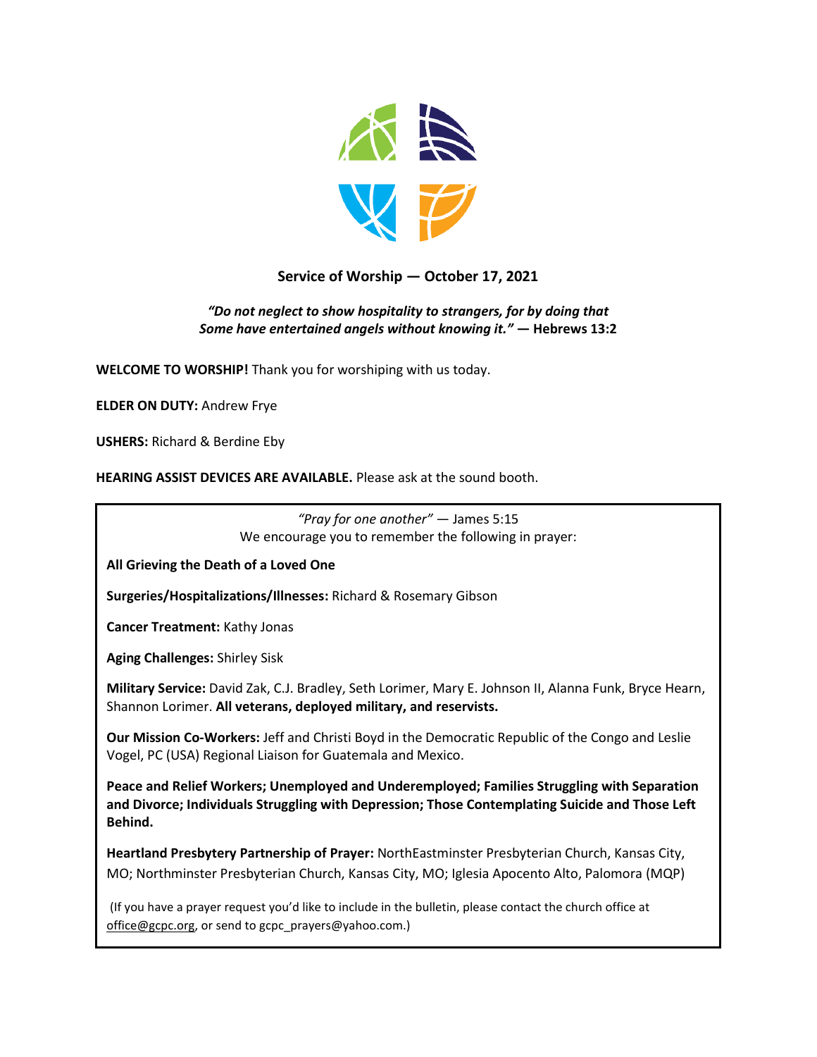## Service of Worship — October 17, 2021

***"Do not neglect to show hospitality to strangers, for by doing that Some have entertained angels without knowing it."*** **— Hebrews 13:2**

**WELCOME TO WORSHIP!** Thank you for worshiping with us today.

**ELDER ON DUTY:** Andrew Frye

**USHERS:** Richard & Berdine Eby

**HEARING ASSIST DEVICES ARE AVAILABLE.** Please ask at the sound booth.

*"Pray for one another"* — James 5:15
We encourage you to remember the following in prayer:

**All Grieving the Death of a Loved One**

**Surgeries/Hospitalizations/Illnesses:** Richard & Rosemary Gibson

**Cancer Treatment:** Kathy Jonas

**Aging Challenges:** Shirley Sisk

**Military Service:** David Zak, C.J. Bradley, Seth Lorimer, Mary E. Johnson II, Alanna Funk, Bryce Hearn, Shannon Lorimer. **All veterans, deployed military, and reservists.**

**Our Mission Co-Workers:** Jeff and Christi Boyd in the Democratic Republic of the Congo and Leslie Vogel, PC (USA) Regional Liaison for Guatemala and Mexico.

**Peace and Relief Workers; Unemployed and Underemployed; Families Struggling with Separation and Divorce; Individuals Struggling with Depression; Those Contemplating Suicide and Those Left Behind.**

**Heartland Presbytery Partnership of Prayer:** NorthEastminster Presbyterian Church, Kansas City, MO; Northminster Presbyterian Church, Kansas City, MO; Iglesia Apocento Alto, Palomora (MQP)

(If you have a prayer request you'd like to include in the bulletin, please contact the church office at office@gcpc.org, or send to gcpc_prayers@yahoo.com.)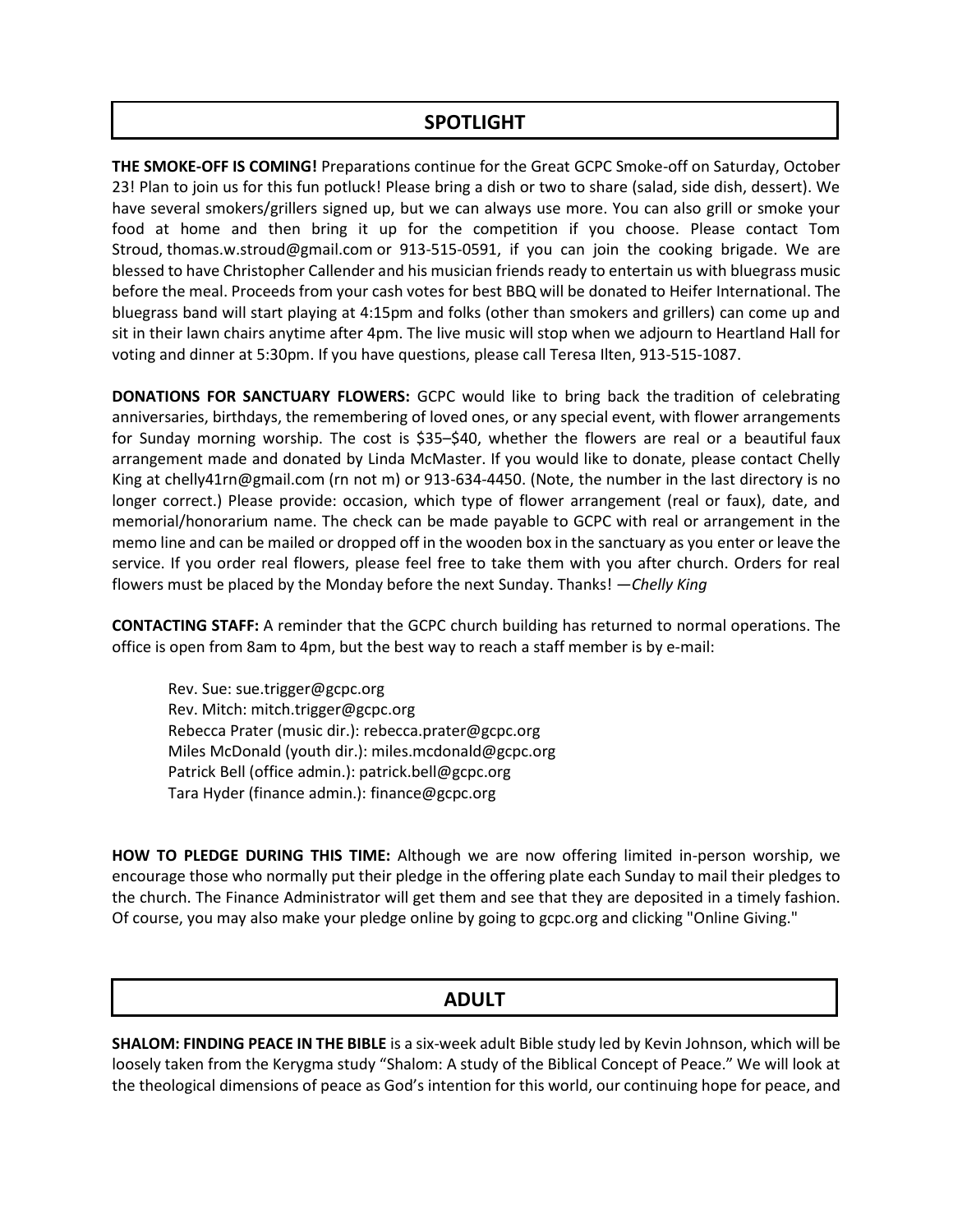## SPOTLIGHT

**THE SMOKE-OFF IS COMING!** Preparations continue for the Great GCPC Smoke-off on Saturday, October 23! Plan to join us for this fun potluck! Please bring a dish or two to share (salad, side dish, dessert). We have several smokers/grillers signed up, but we can always use more. You can also grill or smoke your food at home and then bring it up for the competition if you choose. Please contact Tom Stroud, thomas.w.stroud@gmail.com or 913-515-0591, if you can join the cooking brigade. We are blessed to have Christopher Callender and his musician friends ready to entertain us with bluegrass music before the meal. Proceeds from your cash votes for best BBQ will be donated to Heifer International. The bluegrass band will start playing at 4:15pm and folks (other than smokers and grillers) can come up and sit in their lawn chairs anytime after 4pm. The live music will stop when we adjourn to Heartland Hall for voting and dinner at 5:30pm. If you have questions, please call Teresa Ilten, 913-515-1087.

**DONATIONS FOR SANCTUARY FLOWERS:** GCPC would like to bring back the tradition of celebrating anniversaries, birthdays, the remembering of loved ones, or any special event, with flower arrangements for Sunday morning worship. The cost is $35–$40, whether the flowers are real or a beautiful faux arrangement made and donated by Linda McMaster. If you would like to donate, please contact Chelly King at chelly41rn@gmail.com (rn not m) or 913-634-4450. (Note, the number in the last directory is no longer correct.) Please provide: occasion, which type of flower arrangement (real or faux), date, and memorial/honorarium name. The check can be made payable to GCPC with real or arrangement in the memo line and can be mailed or dropped off in the wooden box in the sanctuary as you enter or leave the service. If you order real flowers, please feel free to take them with you after church. Orders for real flowers must be placed by the Monday before the next Sunday. Thanks! —*Chelly King*

**CONTACTING STAFF:** A reminder that the GCPC church building has returned to normal operations. The office is open from 8am to 4pm, but the best way to reach a staff member is by e-mail:

Rev. Sue: sue.trigger@gcpc.org  
Rev. Mitch: mitch.trigger@gcpc.org  
Rebecca Prater (music dir.): rebecca.prater@gcpc.org  
Miles McDonald (youth dir.): miles.mcdonald@gcpc.org  
Patrick Bell (office admin.): patrick.bell@gcpc.org  
Tara Hyder (finance admin.): finance@gcpc.org

**HOW TO PLEDGE DURING THIS TIME:** Although we are now offering limited in-person worship, we encourage those who normally put their pledge in the offering plate each Sunday to mail their pledges to the church. The Finance Administrator will get them and see that they are deposited in a timely fashion. Of course, you may also make your pledge online by going to gcpc.org and clicking "Online Giving."

## ADULT

**SHALOM: FINDING PEACE IN THE BIBLE** is a six-week adult Bible study led by Kevin Johnson, which will be loosely taken from the Kerygma study "Shalom: A study of the Biblical Concept of Peace." We will look at the theological dimensions of peace as God's intention for this world, our continuing hope for peace, and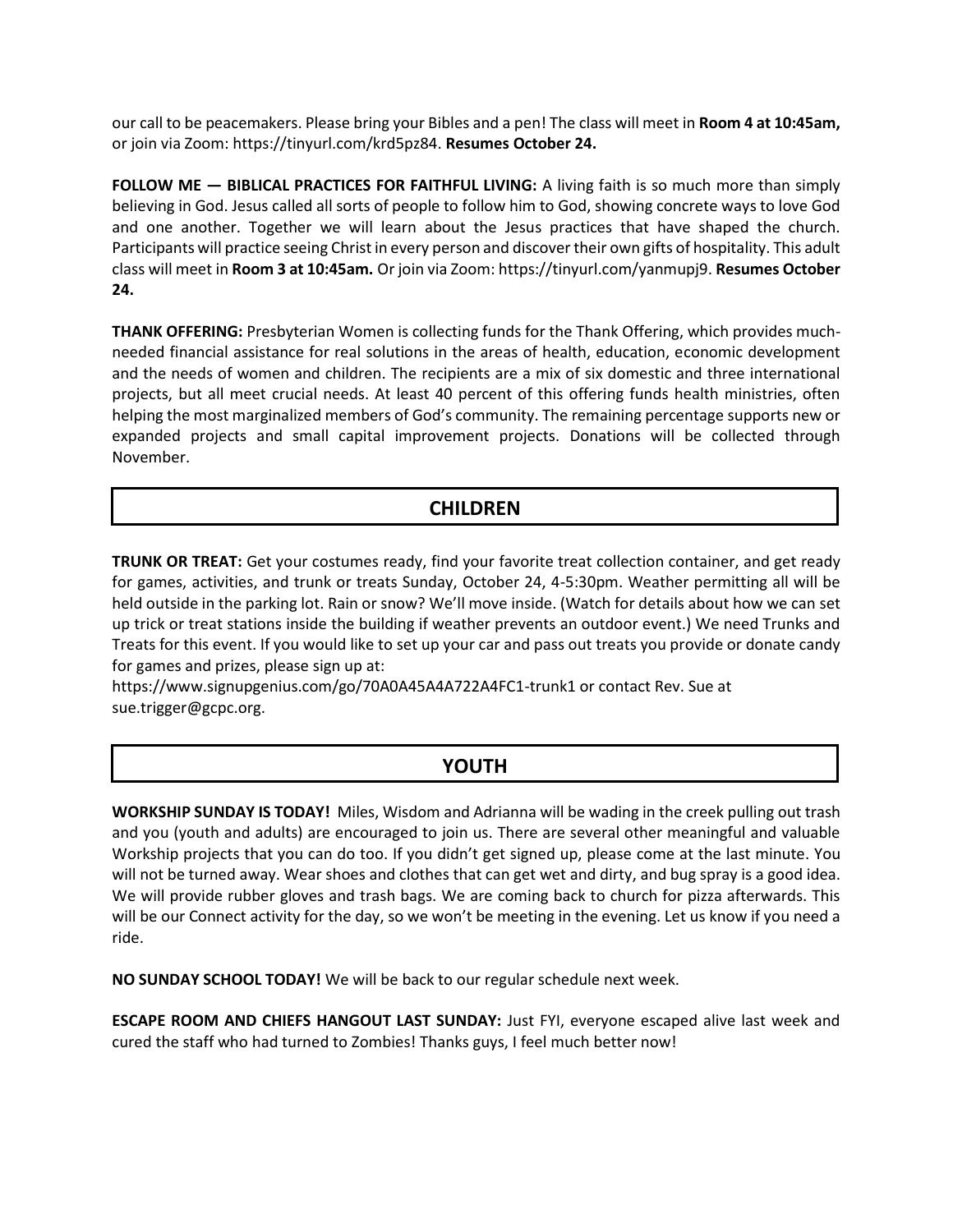our call to be peacemakers. Please bring your Bibles and a pen! The class will meet in **Room 4 at 10:45am,** or join via Zoom: https://tinyurl.com/krd5pz84. **Resumes October 24.**

**FOLLOW ME — BIBLICAL PRACTICES FOR FAITHFUL LIVING:** A living faith is so much more than simply believing in God. Jesus called all sorts of people to follow him to God, showing concrete ways to love God and one another. Together we will learn about the Jesus practices that have shaped the church. Participants will practice seeing Christ in every person and discover their own gifts of hospitality. This adult class will meet in **Room 3 at 10:45am.** Or join via Zoom: https://tinyurl.com/yanmupj9. **Resumes October 24.**

**THANK OFFERING:** Presbyterian Women is collecting funds for the Thank Offering, which provides much-needed financial assistance for real solutions in the areas of health, education, economic development and the needs of women and children. The recipients are a mix of six domestic and three international projects, but all meet crucial needs. At least 40 percent of this offering funds health ministries, often helping the most marginalized members of God's community. The remaining percentage supports new or expanded projects and small capital improvement projects. Donations will be collected through November.

## CHILDREN

**TRUNK OR TREAT:** Get your costumes ready, find your favorite treat collection container, and get ready for games, activities, and trunk or treats Sunday, October 24, 4-5:30pm. Weather permitting all will be held outside in the parking lot. Rain or snow? We'll move inside. (Watch for details about how we can set up trick or treat stations inside the building if weather prevents an outdoor event.) We need Trunks and Treats for this event. If you would like to set up your car and pass out treats you provide or donate candy for games and prizes, please sign up at:
https://www.signupgenius.com/go/70A0A45A4A722A4FC1-trunk1 or contact Rev. Sue at sue.trigger@gcpc.org.

## YOUTH

**WORKSHIP SUNDAY IS TODAY!** Miles, Wisdom and Adrianna will be wading in the creek pulling out trash and you (youth and adults) are encouraged to join us. There are several other meaningful and valuable Workship projects that you can do too. If you didn't get signed up, please come at the last minute. You will not be turned away. Wear shoes and clothes that can get wet and dirty, and bug spray is a good idea. We will provide rubber gloves and trash bags. We are coming back to church for pizza afterwards. This will be our Connect activity for the day, so we won't be meeting in the evening. Let us know if you need a ride.

**NO SUNDAY SCHOOL TODAY!** We will be back to our regular schedule next week.

**ESCAPE ROOM AND CHIEFS HANGOUT LAST SUNDAY:** Just FYI, everyone escaped alive last week and cured the staff who had turned to Zombies! Thanks guys, I feel much better now!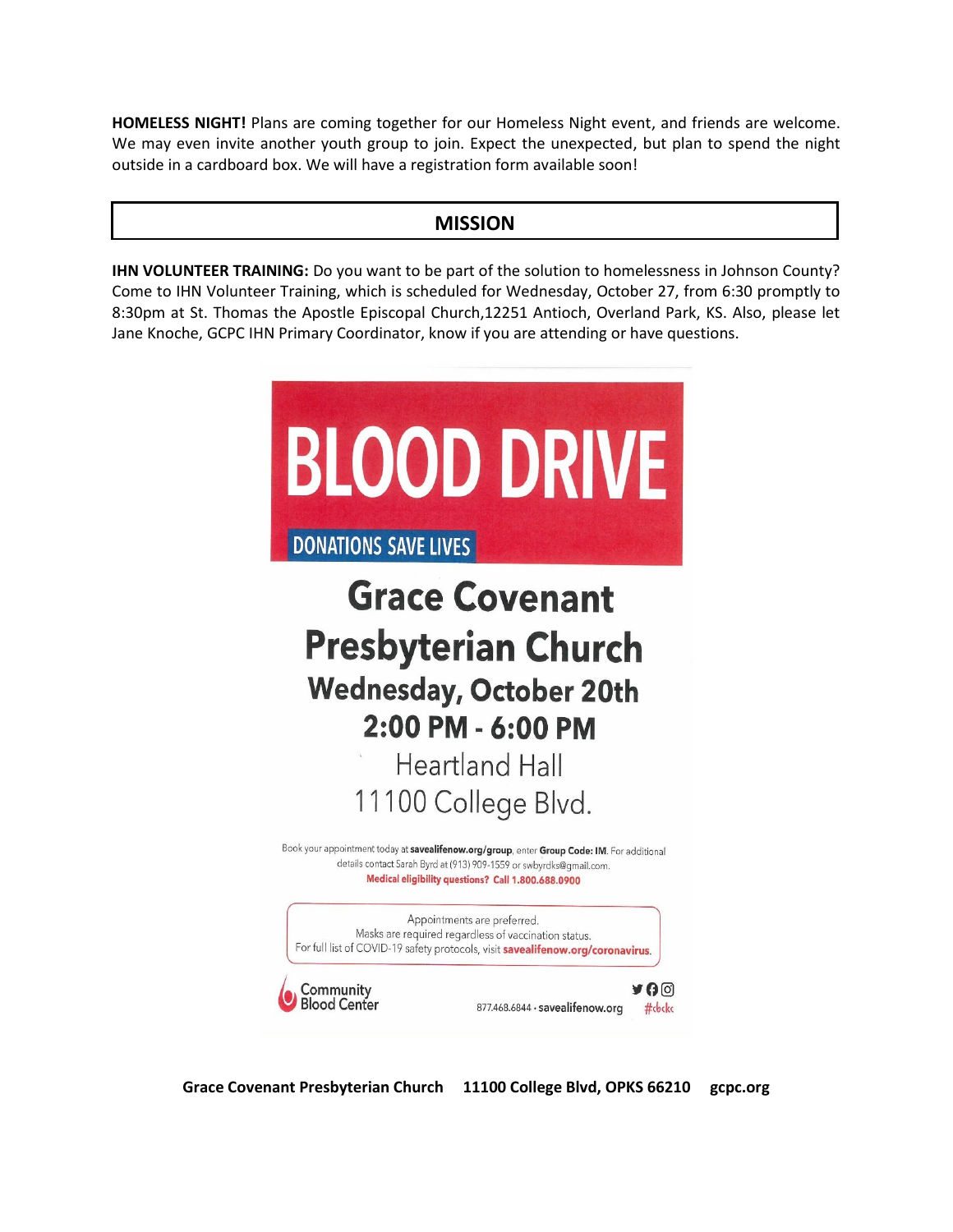**HOMELESS NIGHT!** Plans are coming together for our Homeless Night event, and friends are welcome. We may even invite another youth group to join. Expect the unexpected, but plan to spend the night outside in a cardboard box. We will have a registration form available soon!

## MISSION

**IHN VOLUNTEER TRAINING:** Do you want to be part of the solution to homelessness in Johnson County? Come to IHN Volunteer Training, which is scheduled for Wednesday, October 27, from 6:30 promptly to 8:30pm at St. Thomas the Apostle Episcopal Church,12251 Antioch, Overland Park, KS. Also, please let Jane Knoche, GCPC IHN Primary Coordinator, know if you are attending or have questions.

# BLOOD DRIVE

DONATIONS SAVE LIVES

## Grace Covenant Presbyterian Church

**Wednesday, October 20th**

**2:00 PM - 6:00 PM**

Heartland Hall

11100 College Blvd.

Book your appointment today at **savealifenow.org/group**, enter **Group Code: IM**. For additional details contact Sarah Byrd at (913) 909-1559 or swbyrdks@gmail.com.

**Medical eligibility questions? Call 1.800.688.0900**

Appointments are preferred.
Masks are required regardless of vaccination status.
For full list of COVID-19 safety protocols, visit **savealifenow.org/coronavirus.**

Community Blood Center

877.468.6844 · savealifenow.org #cbckc

**Grace Covenant Presbyterian Church 11100 College Blvd, OPKS 66210 gcpc.org**